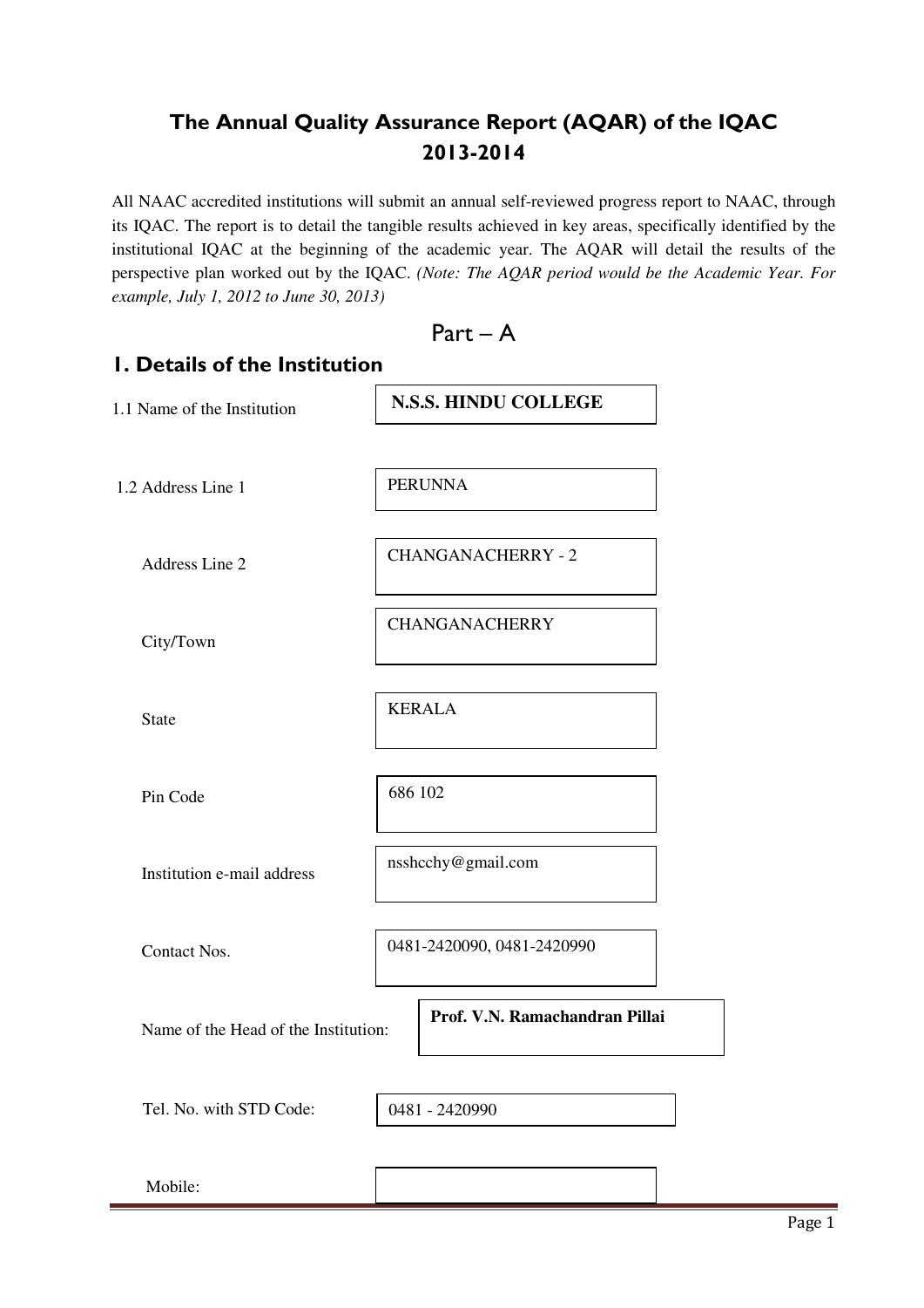# The Annual Quality Assurance Report (AQAR) of the IQAC 2013-2014

All NAAC accredited institutions will submit an annual self-reviewed progress report to NAAC, through its IQAC. The report is to detail the tangible results achieved in key areas, specifically identified by the institutional IQAC at the beginning of the academic year. The AQAR will detail the results of the perspective plan worked out by the IQAC. *(Note: The AQAR period would be the Academic Year. For example, July 1, 2012 to June 30, 2013)*

## Part – A

## 1. Details of the Institution

| | |
|---|---|
| 1.1 Name of the Institution | **N.S.S. HINDU COLLEGE** |
| 1.2 Address Line 1 | PERUNNA |
| Address Line 2 | CHANGANACHERRY - 2 |
| City/Town | CHANGANACHERRY |
| State | KERALA |
| Pin Code | 686 102 |
| Institution e-mail address | nsshcchy@gmail.com |
| Contact Nos. | 0481-2420090, 0481-2420990 |
| Name of the Head of the Institution: | **Prof. V.N. Ramachandran Pillai** |
| Tel. No. with STD Code: | 0481 - 2420990 |
| Mobile: | |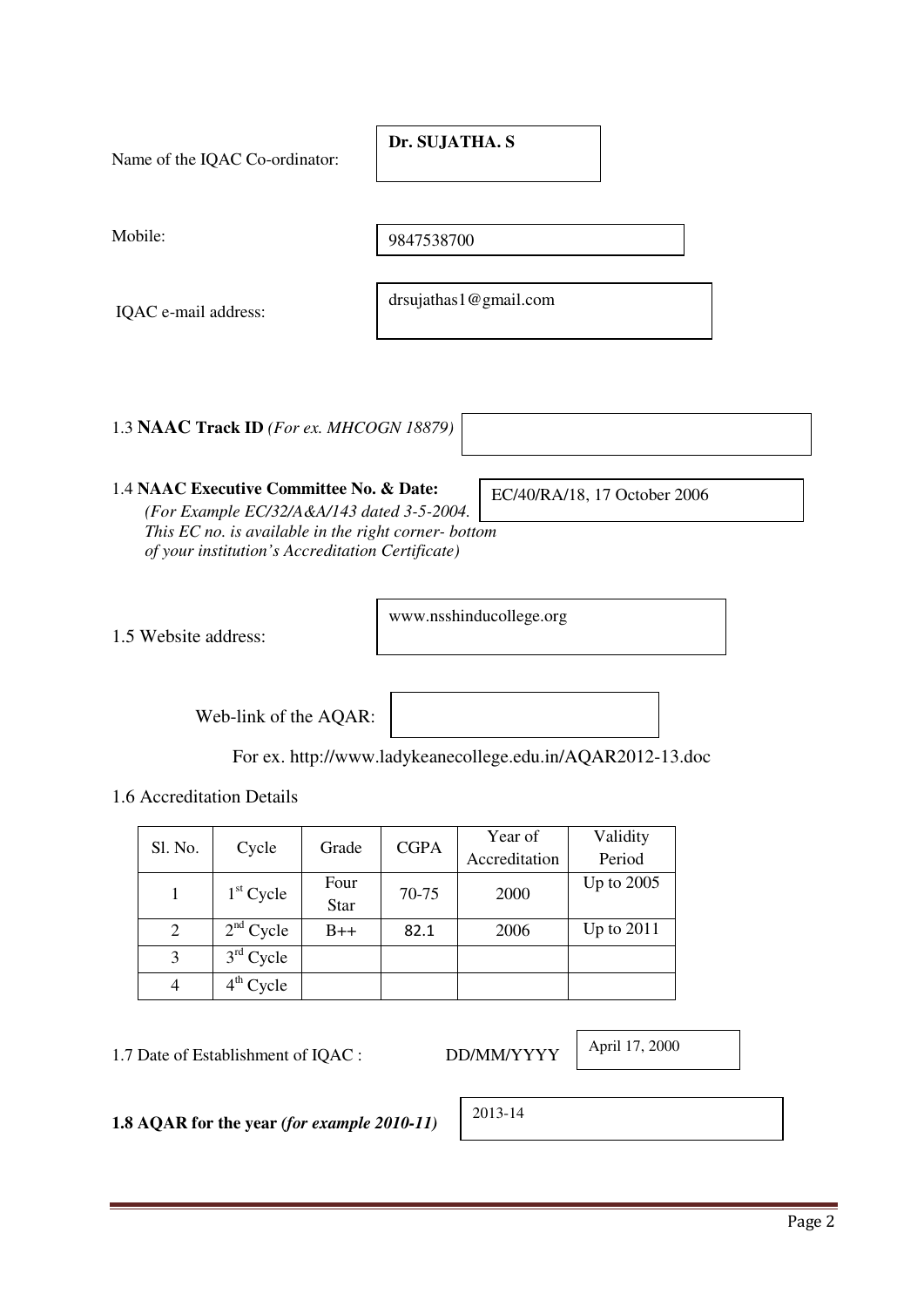Name of the IQAC Co-ordinator: **Dr. SUJATHA. S**

Mobile: 9847538700

IQAC e-mail address: drsujathas1@gmail.com

1.3 **NAAC Track ID** *(For ex. MHCOGN 18879)*

1.4 **NAAC Executive Committee No. & Date:** EC/40/RA/18, 17 October 2006

*(For Example EC/32/A&A/143 dated 3-5-2004. This EC no. is available in the right corner- bottom of your institution's Accreditation Certificate)*

1.5 Website address: www.nsshinducollege.org

Web-link of the AQAR:

For ex. http://www.ladykeanecollege.edu.in/AQAR2012-13.doc

1.6 Accreditation Details

| Sl. No. | Cycle | Grade | CGPA | Year of Accreditation | Validity Period |
|---|---|---|---|---|---|
| 1 | 1st Cycle | Four Star | 70-75 | 2000 | Up to 2005 |
| 2 | 2nd Cycle | B++ | 82.1 | 2006 | Up to 2011 |
| 3 | 3rd Cycle | | | | |
| 4 | 4th Cycle | | | | |

1.7 Date of Establishment of IQAC : DD/MM/YYYY April 17, 2000

**1.8 AQAR for the year *(for example 2010-11)*** 2013-14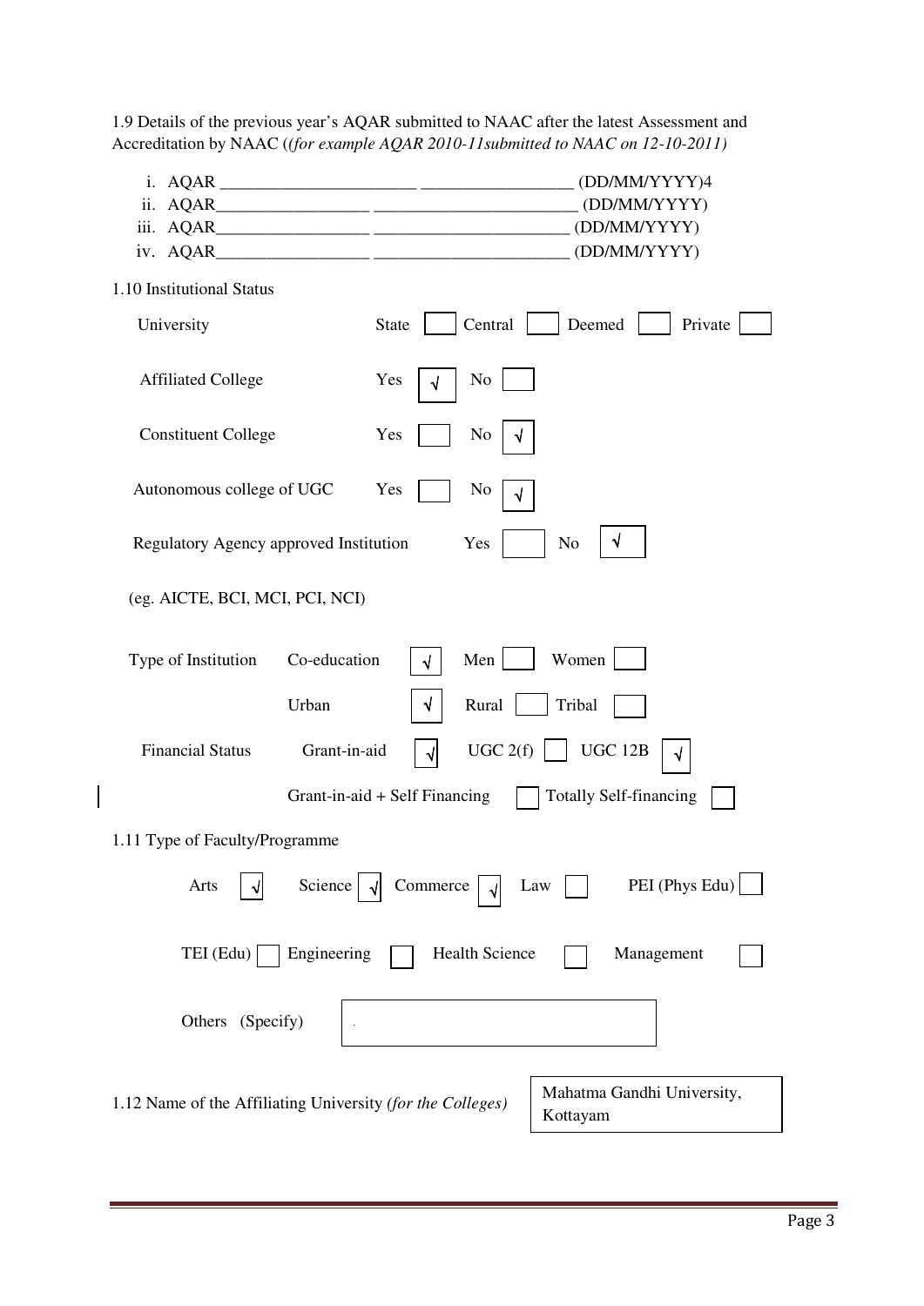1.9 Details of the previous year's AQAR submitted to NAAC after the latest Assessment and Accreditation by NAAC (*(for example AQAR 2010-11submitted to NAAC on 12-10-2011)*

i. AQAR ______________________ _________________ (DD/MM/YYYY)4
ii. AQAR_________________ _______________________ (DD/MM/YYYY)
iii. AQAR_________________ ______________________ (DD/MM/YYYY)
iv. AQAR_________________ ______________________ (DD/MM/YYYY)

1.10 Institutional Status

University: State [ ] Central [ ] Deemed [ ] Private [ ]

Affiliated College: Yes [√] No [ ]

Constituent College: Yes [ ] No [√]

Autonomous college of UGC: Yes [ ] No [√]

Regulatory Agency approved Institution: Yes [ ] No [√]

(eg. AICTE, BCI, MCI, PCI, NCI)

Type of Institution: Co-education [√] Men [ ] Women [ ]

Urban [√] Rural [ ] Tribal [ ]

Financial Status: Grant-in-aid [√] UGC 2(f) [ ] UGC 12B [√]

Grant-in-aid + Self Financing [ ] Totally Self-financing [ ]

1.11 Type of Faculty/Programme

Arts [√] Science [√] Commerce [√] Law [ ] PEI (Phys Edu) [ ]

TEI (Edu) [ ] Engineering [ ] Health Science [ ] Management [ ]

Others (Specify) [ ]

1.12 Name of the Affiliating University *(for the Colleges)*: Mahatma Gandhi University, Kottayam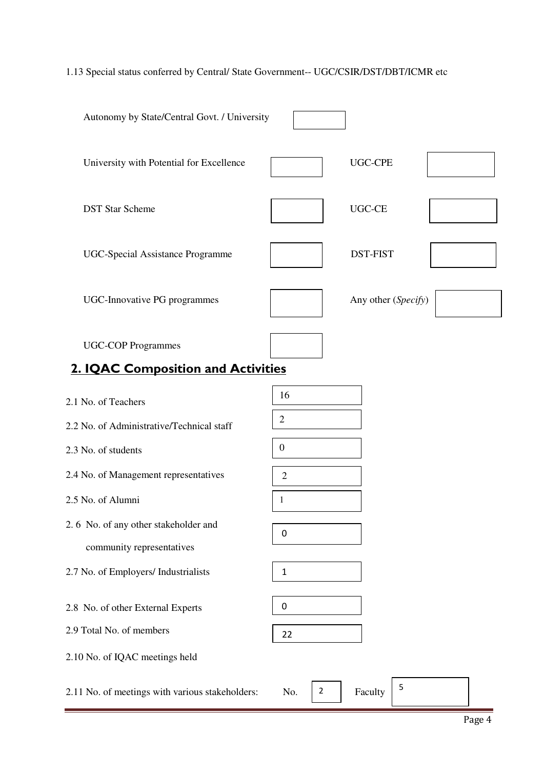1.13 Special status conferred by Central/ State Government-- UGC/CSIR/DST/DBT/ICMR etc

| | | | |
|---|---|---|---|
| Autonomy by State/Central Govt. / University | | | |
| University with Potential for Excellence | | UGC-CPE | |
| DST Star Scheme | | UGC-CE | |
| UGC-Special Assistance Programme | | DST-FIST | |
| UGC-Innovative PG programmes | | Any other (*Specify*) | |
| UGC-COP Programmes | | | |

## 2. IQAC Composition and Activities

| | |
|---|---|
| 2.1 No. of Teachers | 16 |
| 2.2 No. of Administrative/Technical staff | 2 |
| 2.3 No. of students | 0 |
| 2.4 No. of Management representatives | 2 |
| 2.5 No. of Alumni | 1 |
| 2.6 No. of any other stakeholder and community representatives | 0 |
| 2.7 No. of Employers/ Industrialists | 1 |
| 2.8 No. of other External Experts | 0 |
| 2.9 Total No. of members | 22 |
| 2.10 No. of IQAC meetings held | |

2.11 No. of meetings with various stakeholders: No. 2 Faculty 5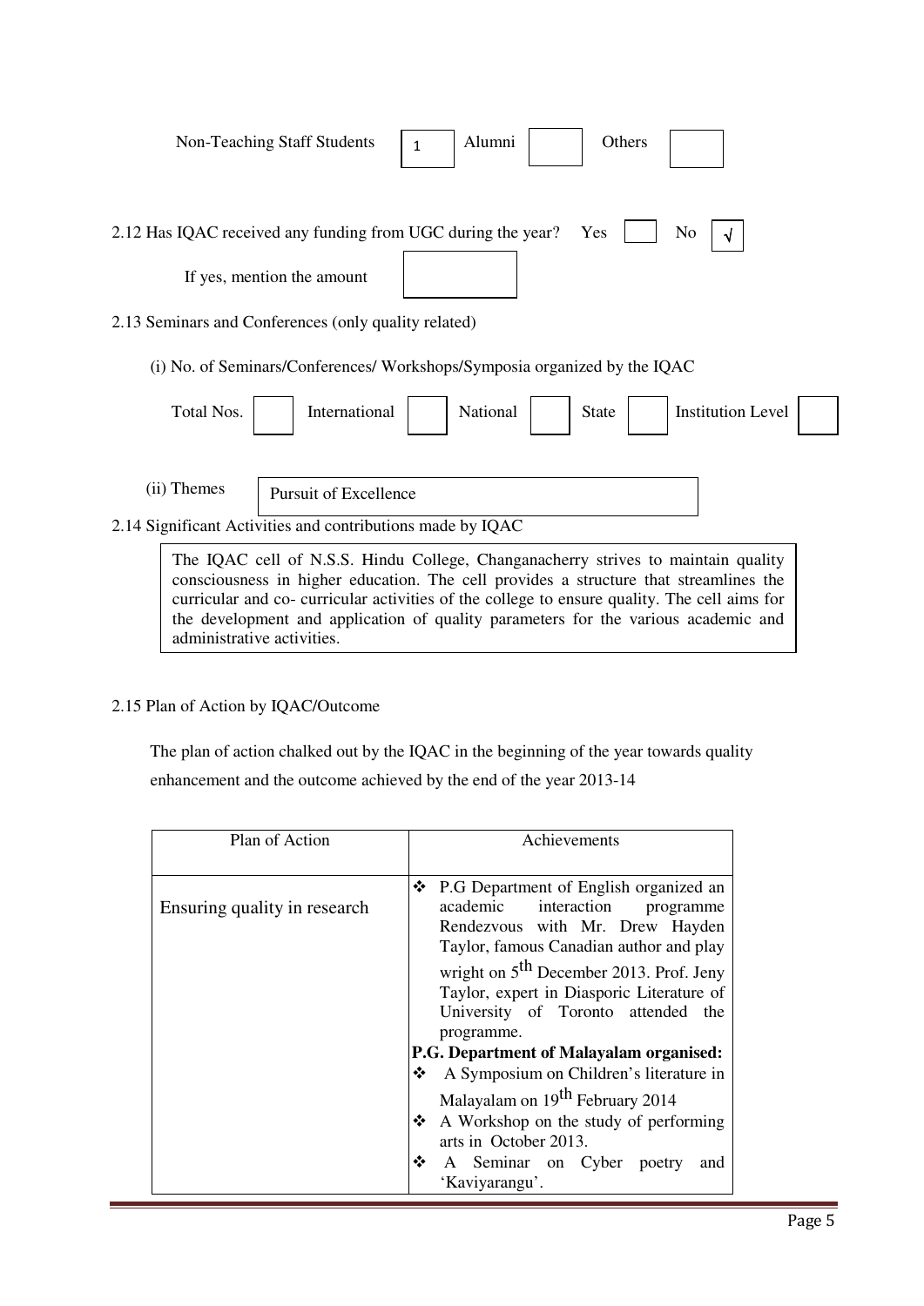Non-Teaching Staff Students 1 Alumni Others

2.12 Has IQAC received any funding from UGC during the year? Yes No √

If yes, mention the amount

2.13 Seminars and Conferences (only quality related)

(i) No. of Seminars/Conferences/ Workshops/Symposia organized by the IQAC

Total Nos. International National State Institution Level

(ii) Themes: Pursuit of Excellence

2.14 Significant Activities and contributions made by IQAC

The IQAC cell of N.S.S. Hindu College, Changanacherry strives to maintain quality consciousness in higher education. The cell provides a structure that streamlines the curricular and co- curricular activities of the college to ensure quality. The cell aims for the development and application of quality parameters for the various academic and administrative activities.

2.15 Plan of Action by IQAC/Outcome

The plan of action chalked out by the IQAC in the beginning of the year towards quality enhancement and the outcome achieved by the end of the year 2013-14

| Plan of Action | Achievements |
|---|---|
| Ensuring quality in research | ❖ P.G Department of English organized an academic interaction programme Rendezvous with Mr. Drew Hayden Taylor, famous Canadian author and play wright on 5th December 2013. Prof. Jeny Taylor, expert in Diasporic Literature of University of Toronto attended the programme.<br>**P.G. Department of Malayalam organised:**<br>❖ A Symposium on Children's literature in Malayalam on 19th February 2014<br>❖ A Workshop on the study of performing arts in October 2013.<br>❖ A Seminar on Cyber poetry and 'Kaviyarangu'. |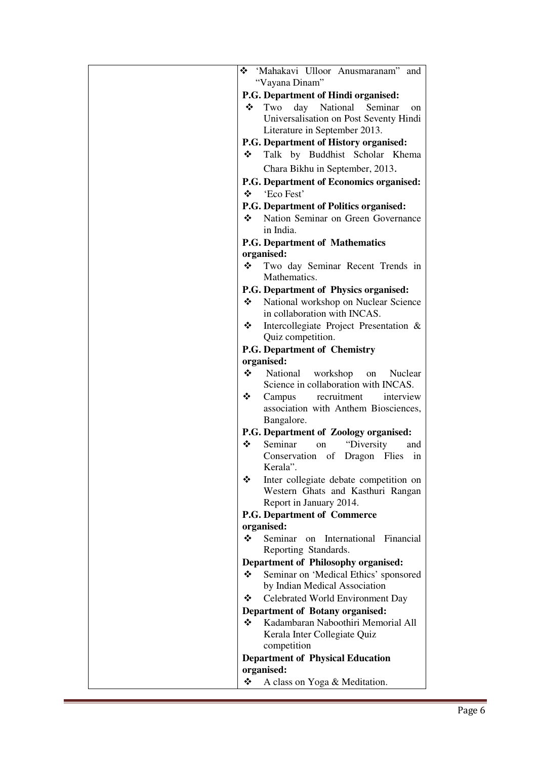| | |
|---|---|
| | ❖ 'Mahakavi Ulloor Anusmaranam" and "Vayana Dinam"<br>**P.G. Department of Hindi organised:**<br>❖ Two day National Seminar on Universalisation on Post Seventy Hindi Literature in September 2013.<br>**P.G. Department of History organised:**<br>❖ Talk by Buddhist Scholar Khema Chara Bikhu in September, 2013.<br>**P.G. Department of Economics organised:**<br>❖ 'Eco Fest'<br>**P.G. Department of Politics organised:**<br>❖ Nation Seminar on Green Governance in India.<br>**P.G. Department of Mathematics organised:**<br>❖ Two day Seminar Recent Trends in Mathematics.<br>**P.G. Department of Physics organised:**<br>❖ National workshop on Nuclear Science in collaboration with INCAS.<br>❖ Intercollegiate Project Presentation & Quiz competition.<br>**P.G. Department of Chemistry organised:**<br>❖ National workshop on Nuclear Science in collaboration with INCAS.<br>❖ Campus recruitment interview association with Anthem Biosciences, Bangalore.<br>**P.G. Department of Zoology organised:**<br>❖ Seminar on "Diversity and Conservation of Dragon Flies in Kerala".<br>❖ Inter collegiate debate competition on Western Ghats and Kasthuri Rangan Report in January 2014.<br>**P.G. Department of Commerce organised:**<br>❖ Seminar on International Financial Reporting Standards.<br>**Department of Philosophy organised:**<br>❖ Seminar on 'Medical Ethics' sponsored by Indian Medical Association<br>❖ Celebrated World Environment Day<br>**Department of Botany organised:**<br>❖ Kadambaran Naboothiri Memorial All Kerala Inter Collegiate Quiz competition<br>**Department of Physical Education organised:**<br>❖ A class on Yoga & Meditation. |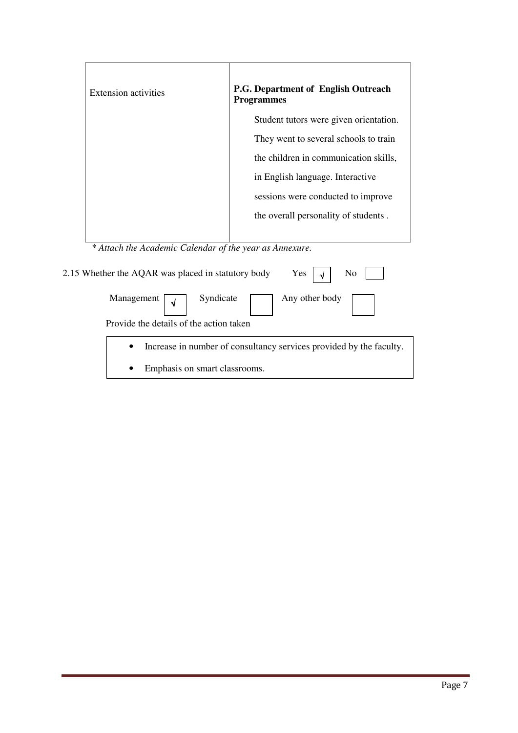| Extension activities | **P.G. Department of English Outreach Programmes**<br>Student tutors were given orientation. They went to several schools to train the children in communication skills, in English language. Interactive sessions were conducted to improve the overall personality of students . |
|---|---|

*\* Attach the Academic Calendar of the year as Annexure.*

2.15 Whether the AQAR was placed in statutory body Yes [√] No [ ]

Management [√] Syndicate [ ] Any other body [ ]

Provide the details of the action taken

- Increase in number of consultancy services provided by the faculty.
- Emphasis on smart classrooms.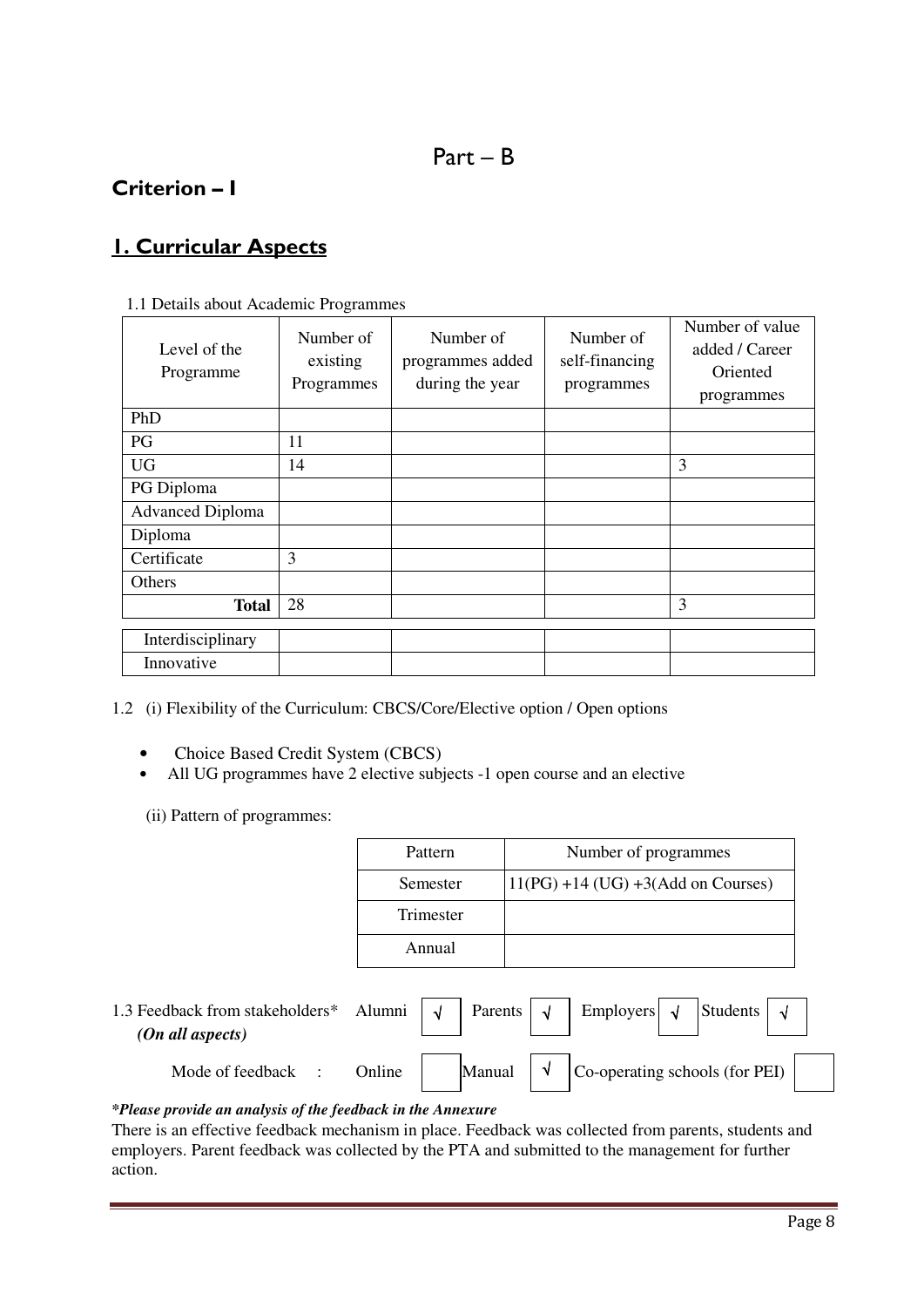# Part – B

## Criterion – I

## 1. Curricular Aspects

1.1 Details about Academic Programmes

| Level of the Programme | Number of existing Programmes | Number of programmes added during the year | Number of self-financing programmes | Number of value added / Career Oriented programmes |
|---|---|---|---|---|
| PhD | | | | |
| PG | 11 | | | |
| UG | 14 | | | 3 |
| PG Diploma | | | | |
| Advanced Diploma | | | | |
| Diploma | | | | |
| Certificate | 3 | | | |
| Others | | | | |
| **Total** | 28 | | | 3 |
| Interdisciplinary | | | | |
| Innovative | | | | |

1.2 (i) Flexibility of the Curriculum: CBCS/Core/Elective option / Open options

- Choice Based Credit System (CBCS)
- All UG programmes have 2 elective subjects -1 open course and an elective

(ii) Pattern of programmes:

| Pattern | Number of programmes |
|---|---|
| Semester | 11(PG) +14 (UG) +3(Add on Courses) |
| Trimester | |
| Annual | |

1.3 Feedback from stakeholders* *(On all aspects)*

| Alumni | √ | Parents | √ | Employers | √ | Students | √ |
|---|---|---|---|---|---|---|---|

Mode of feedback :

| Online | | Manual | √ | Co-operating schools (for PEI) | |
|---|---|---|---|---|---|

***Please provide an analysis of the feedback in the Annexure***

There is an effective feedback mechanism in place. Feedback was collected from parents, students and employers. Parent feedback was collected by the PTA and submitted to the management for further action.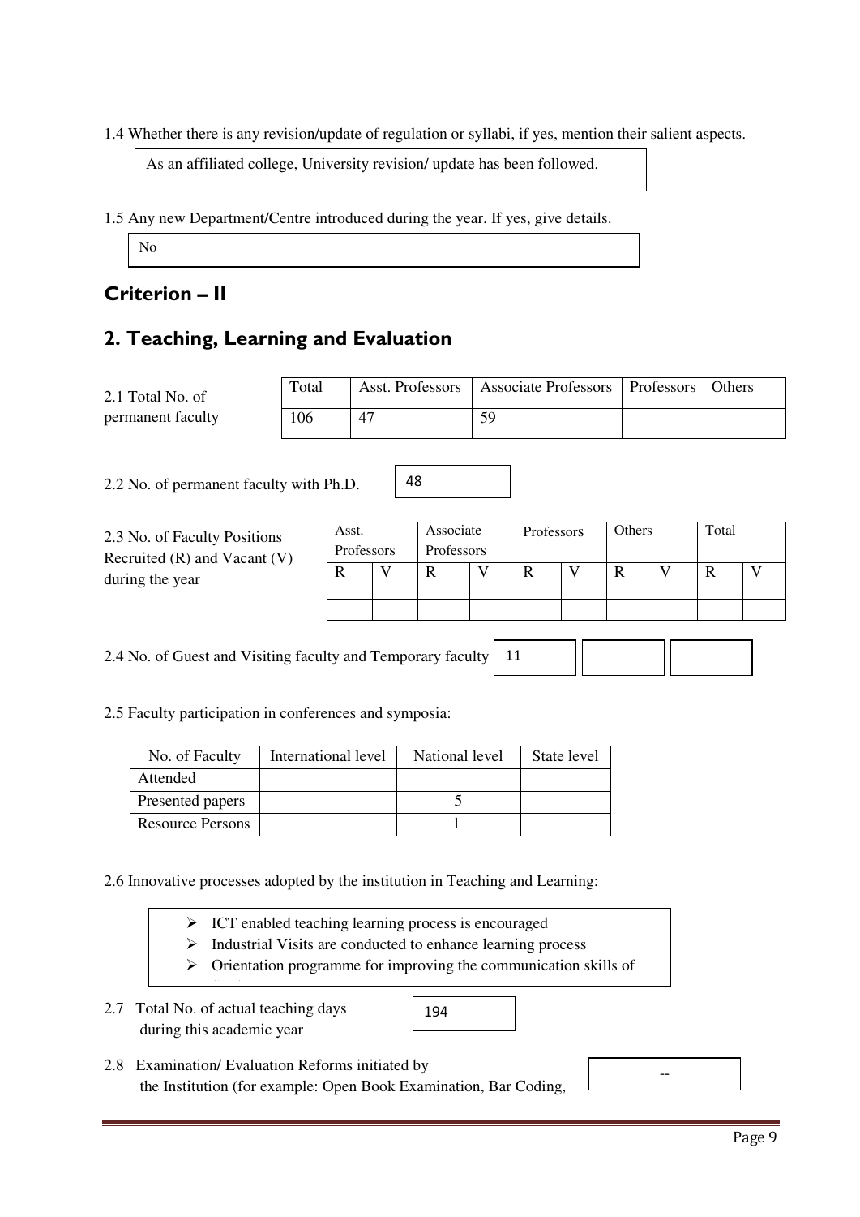1.4 Whether there is any revision/update of regulation or syllabi, if yes, mention their salient aspects.

As an affiliated college, University revision/ update has been followed.

1.5 Any new Department/Centre introduced during the year. If yes, give details.

No

## Criterion – II

## 2. Teaching, Learning and Evaluation

2.1 Total No. of permanent faculty

| Total | Asst. Professors | Associate Professors | Professors | Others |
|---|---|---|---|---|
| 106 | 47 | 59 | | |

2.2 No. of permanent faculty with Ph.D. 48

2.3 No. of Faculty Positions Recruited (R) and Vacant (V) during the year

| Asst. Professors | | Associate Professors | | Professors | | Others | | Total | |
|---|---|---|---|---|---|---|---|---|---|
| R | V | R | V | R | V | R | V | R | V |
| | | | | | | | | | |

2.4 No. of Guest and Visiting faculty and Temporary faculty

| 11 | | |
|---|---|---|

2.5 Faculty participation in conferences and symposia:

| No. of Faculty | International level | National level | State level |
|---|---|---|---|
| Attended | | | |
| Presented papers | | 5 | |
| Resource Persons | | 1 | |

2.6 Innovative processes adopted by the institution in Teaching and Learning:

- ICT enabled teaching learning process is encouraged
- Industrial Visits are conducted to enhance learning process
- Orientation programme for improving the communication skills of

2.7 Total No. of actual teaching days during this academic year 194

2.8 Examination/ Evaluation Reforms initiated by the Institution (for example: Open Book Examination, Bar Coding,

--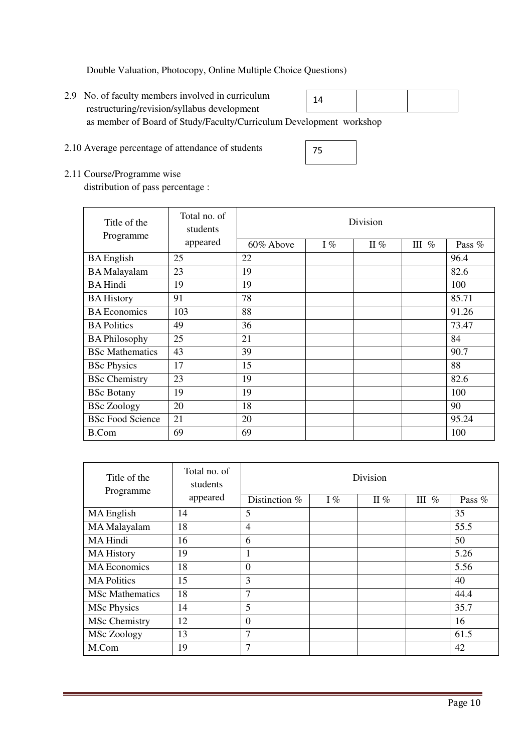Double Valuation, Photocopy, Online Multiple Choice Questions)

2.9 No. of faculty members involved in curriculum restructuring/revision/syllabus development as member of Board of Study/Faculty/Curriculum Development workshop

| 14 | | |
|---|---|---|

2.10 Average percentage of attendance of students

| 75 |
|---|

2.11 Course/Programme wise distribution of pass percentage :

| Title of the Programme | Total no. of students appeared | Division | | | | |
|---|---|---|---|---|---|---|
| | | 60% Above | I % | II % | III % | Pass % |
| BA English | 25 | 22 | | | | 96.4 |
| BA Malayalam | 23 | 19 | | | | 82.6 |
| BA Hindi | 19 | 19 | | | | 100 |
| BA History | 91 | 78 | | | | 85.71 |
| BA Economics | 103 | 88 | | | | 91.26 |
| BA Politics | 49 | 36 | | | | 73.47 |
| BA Philosophy | 25 | 21 | | | | 84 |
| BSc Mathematics | 43 | 39 | | | | 90.7 |
| BSc Physics | 17 | 15 | | | | 88 |
| BSc Chemistry | 23 | 19 | | | | 82.6 |
| BSc Botany | 19 | 19 | | | | 100 |
| BSc Zoology | 20 | 18 | | | | 90 |
| BSc Food Science | 21 | 20 | | | | 95.24 |
| B.Com | 69 | 69 | | | | 100 |

| Title of the Programme | Total no. of students appeared | Division | | | | |
|---|---|---|---|---|---|---|
| | | Distinction % | I % | II % | III % | Pass % |
| MA English | 14 | 5 | | | | 35 |
| MA Malayalam | 18 | 4 | | | | 55.5 |
| MA Hindi | 16 | 6 | | | | 50 |
| MA History | 19 | 1 | | | | 5.26 |
| MA Economics | 18 | 0 | | | | 5.56 |
| MA Politics | 15 | 3 | | | | 40 |
| MSc Mathematics | 18 | 7 | | | | 44.4 |
| MSc Physics | 14 | 5 | | | | 35.7 |
| MSc Chemistry | 12 | 0 | | | | 16 |
| MSc Zoology | 13 | 7 | | | | 61.5 |
| M.Com | 19 | 7 | | | | 42 |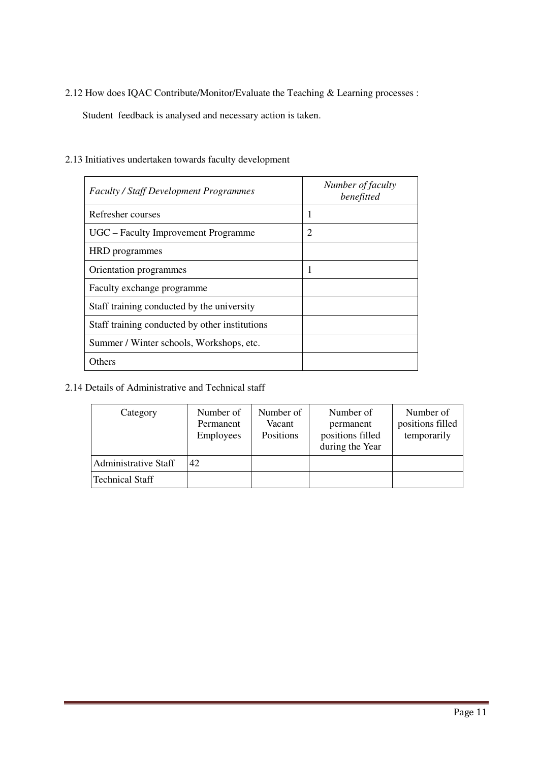2.12 How does IQAC Contribute/Monitor/Evaluate the Teaching & Learning processes :

Student feedback is analysed and necessary action is taken.

2.13 Initiatives undertaken towards faculty development

| *Faculty / Staff Development Programmes* | *Number of faculty benefitted* |
|---|---|
| Refresher courses | 1 |
| UGC – Faculty Improvement Programme | 2 |
| HRD programmes | |
| Orientation programmes | 1 |
| Faculty exchange programme | |
| Staff training conducted by the university | |
| Staff training conducted by other institutions | |
| Summer / Winter schools, Workshops, etc. | |
| Others | |

2.14 Details of Administrative and Technical staff

| Category | Number of Permanent Employees | Number of Vacant Positions | Number of permanent positions filled during the Year | Number of positions filled temporarily |
|---|---|---|---|---|
| Administrative Staff | 42 | | | |
| Technical Staff | | | | |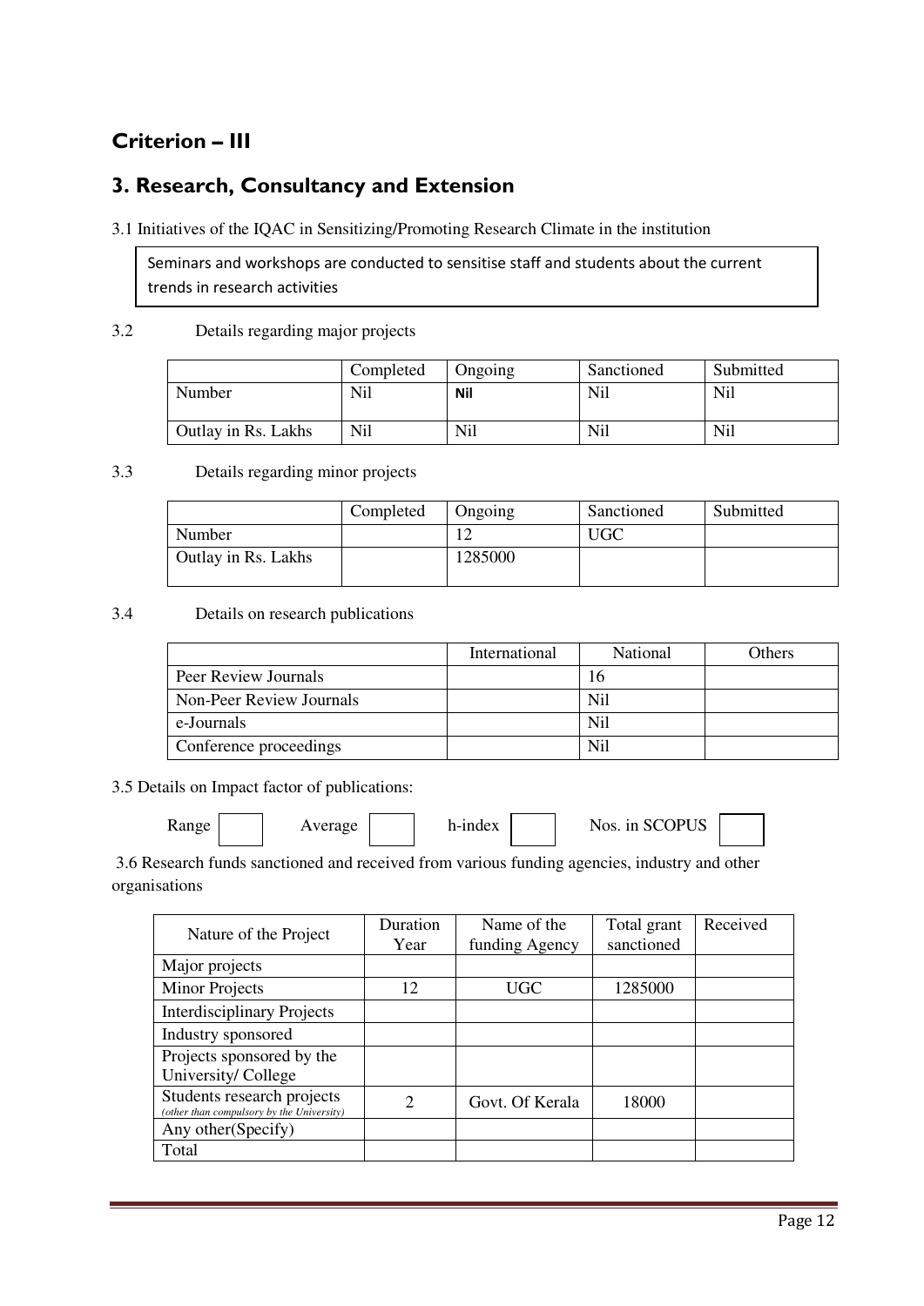## Criterion – III

## 3. Research, Consultancy and Extension

3.1 Initiatives of the IQAC in Sensitizing/Promoting Research Climate in the institution

Seminars and workshops are conducted to sensitise staff and students about the current trends in research activities

3.2 Details regarding major projects

| | Completed | Ongoing | Sanctioned | Submitted |
|---|---|---|---|---|
| Number | Nil | Nil | Nil | Nil |
| Outlay in Rs. Lakhs | Nil | Nil | Nil | Nil |

3.3 Details regarding minor projects

| | Completed | Ongoing | Sanctioned | Submitted |
|---|---|---|---|---|
| Number | | 12 | UGC | |
| Outlay in Rs. Lakhs | | 1285000 | | |

3.4 Details on research publications

| | International | National | Others |
|---|---|---|---|
| Peer Review Journals | | 16 | |
| Non-Peer Review Journals | | Nil | |
| e-Journals | | Nil | |
| Conference proceedings | | Nil | |

3.5 Details on Impact factor of publications:

Range ___ Average ___ h-index ___ Nos. in SCOPUS ___

3.6 Research funds sanctioned and received from various funding agencies, industry and other organisations

| Nature of the Project | Duration Year | Name of the funding Agency | Total grant sanctioned | Received |
|---|---|---|---|---|
| Major projects | | | | |
| Minor Projects | 12 | UGC | 1285000 | |
| Interdisciplinary Projects | | | | |
| Industry sponsored | | | | |
| Projects sponsored by the University/ College | | | | |
| Students research projects *(other than compulsory by the University)* | 2 | Govt. Of Kerala | 18000 | |
| Any other(Specify) | | | | |
| Total | | | | |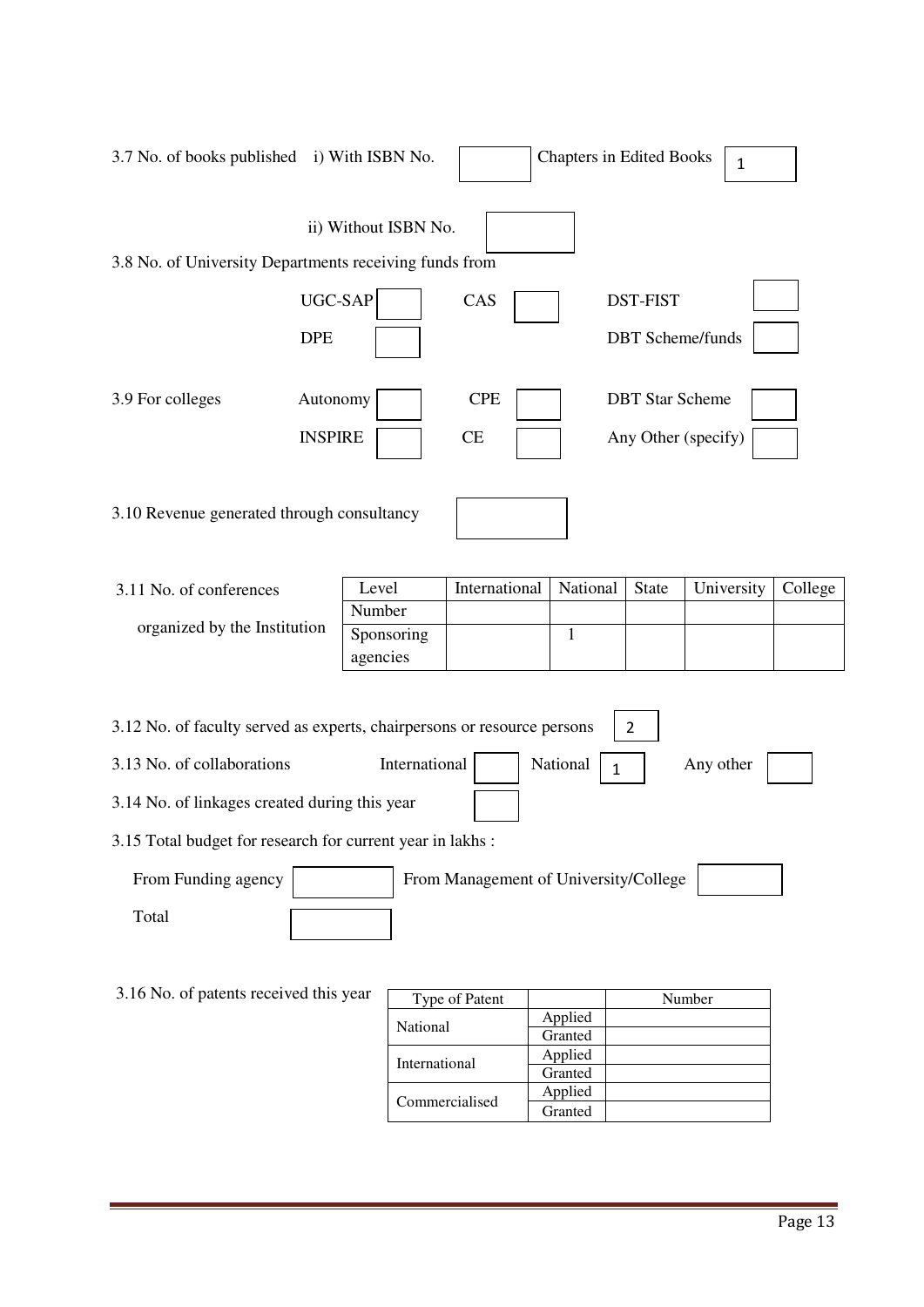3.7 No. of books published i) With ISBN No. [ ] Chapters in Edited Books [ 1 ]

ii) Without ISBN No. [ ]

3.8 No. of University Departments receiving funds from

| | | | | | |
|---|---|---|---|---|---|
| UGC-SAP | | CAS | | DST-FIST | |
| DPE | | | | DBT Scheme/funds | |

3.9 For colleges

| | | | | | |
|---|---|---|---|---|---|
| Autonomy | | CPE | | DBT Star Scheme | |
| INSPIRE | | CE | | Any Other (specify) | |

3.10 Revenue generated through consultancy [ ]

3.11 No. of conferences organized by the Institution

| Level | International | National | State | University | College |
|---|---|---|---|---|---|
| Number | | | | | |
| Sponsoring agencies | | 1 | | | |

3.12 No. of faculty served as experts, chairpersons or resource persons [ 2 ]

3.13 No. of collaborations International [ ] National [ 1 ] Any other [ ]

3.14 No. of linkages created during this year [ ]

3.15 Total budget for research for current year in lakhs :

From Funding agency [ ] From Management of University/College [ ]

Total [ ]

3.16 No. of patents received this year

| Type of Patent | | Number |
|---|---|---|
| National | Applied | |
| | Granted | |
| International | Applied | |
| | Granted | |
| Commercialised | Applied | |
| | Granted | |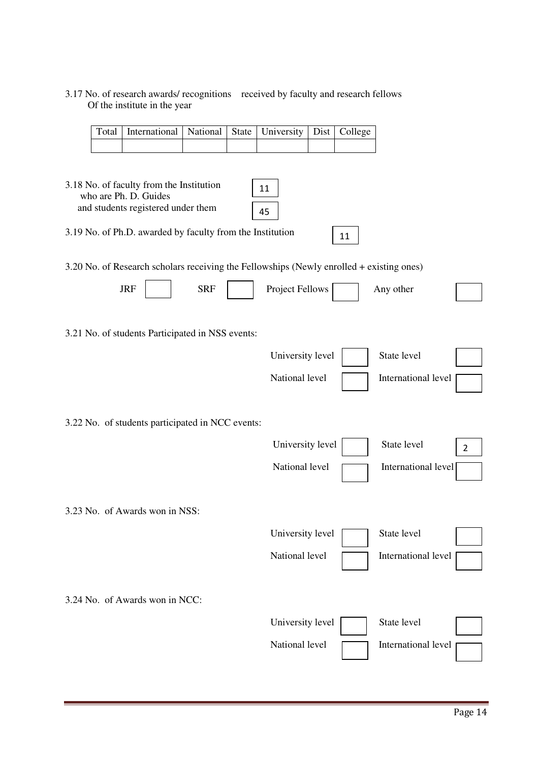3.17 No. of research awards/ recognitions received by faculty and research fellows Of the institute in the year

| Total | International | National | State | University | Dist | College |
|---|---|---|---|---|---|---|
| | | | | | | |

3.18 No. of faculty from the Institution who are Ph. D. Guides: 11

and students registered under them: 45

3.19 No. of Ph.D. awarded by faculty from the Institution: 11

3.20 No. of Research scholars receiving the Fellowships (Newly enrolled + existing ones)

JRF: | SRF: | Project Fellows: | Any other:

3.21 No. of students Participated in NSS events:

| University level | | State level | |
|---|---|---|---|
| National level | | International level | |

3.22 No. of students participated in NCC events:

| University level | | State level | 2 |
|---|---|---|---|
| National level | | International level | |

3.23 No. of Awards won in NSS:

| University level | | State level | |
|---|---|---|---|
| National level | | International level | |

3.24 No. of Awards won in NCC:

| University level | | State level | |
|---|---|---|---|
| National level | | International level | |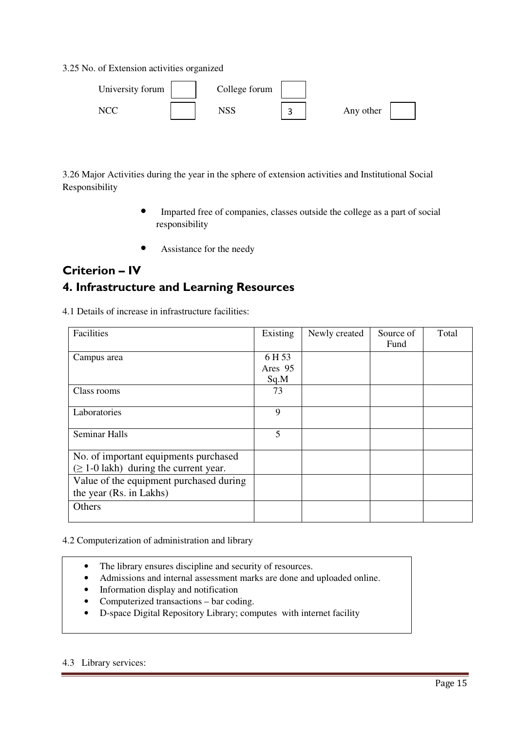3.25 No. of Extension activities organized

| | | | | | |
|---|---|---|---|---|---|
| University forum | | College forum | | | |
| NCC | | NSS | 3 | Any other | |

3.26 Major Activities during the year in the sphere of extension activities and Institutional Social Responsibility

- Imparted free of companies, classes outside the college as a part of social responsibility
- Assistance for the needy

## Criterion – IV

## 4. Infrastructure and Learning Resources

4.1 Details of increase in infrastructure facilities:

| Facilities | Existing | Newly created | Source of Fund | Total |
|---|---|---|---|---|
| Campus area | 6 H 53 Ares 95 Sq.M | | | |
| Class rooms | 73 | | | |
| Laboratories | 9 | | | |
| Seminar Halls | 5 | | | |
| No. of important equipments purchased ($\geq$ 1-0 lakh) during the current year. | | | | |
| Value of the equipment purchased during the year (Rs. in Lakhs) | | | | |
| Others | | | | |

4.2 Computerization of administration and library

- The library ensures discipline and security of resources.
- Admissions and internal assessment marks are done and uploaded online.
- Information display and notification
- Computerized transactions – bar coding.
- D-space Digital Repository Library; computes with internet facility

4.3 Library services: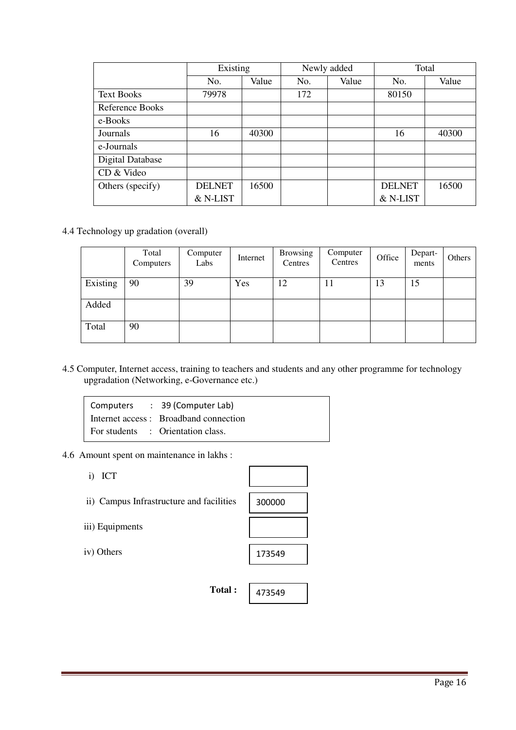| | Existing | | Newly added | | Total | |
|---|---|---|---|---|---|---|
| | No. | Value | No. | Value | No. | Value |
| Text Books | 79978 | | 172 | | 80150 | |
| Reference Books | | | | | | |
| e-Books | | | | | | |
| Journals | 16 | 40300 | | | 16 | 40300 |
| e-Journals | | | | | | |
| Digital Database | | | | | | |
| CD & Video | | | | | | |
| Others (specify) | DELNET & N-LIST | 16500 | | | DELNET & N-LIST | 16500 |

4.4 Technology up gradation (overall)

| | Total Computers | Computer Labs | Internet | Browsing Centres | Computer Centres | Office | Depart-ments | Others |
|---|---|---|---|---|---|---|---|---|
| Existing | 90 | 39 | Yes | 12 | 11 | 13 | 15 | |
| Added | | | | | | | | |
| Total | 90 | | | | | | | |

4.5 Computer, Internet access, training to teachers and students and any other programme for technology upgradation (Networking, e-Governance etc.)

Computers : 39 (Computer Lab)
Internet access : Broadband connection
For students : Orientation class.

4.6 Amount spent on maintenance in lakhs :

i) ICT

ii) Campus Infrastructure and facilities: 300000

iii) Equipments

iv) Others: 173549

**Total :** 473549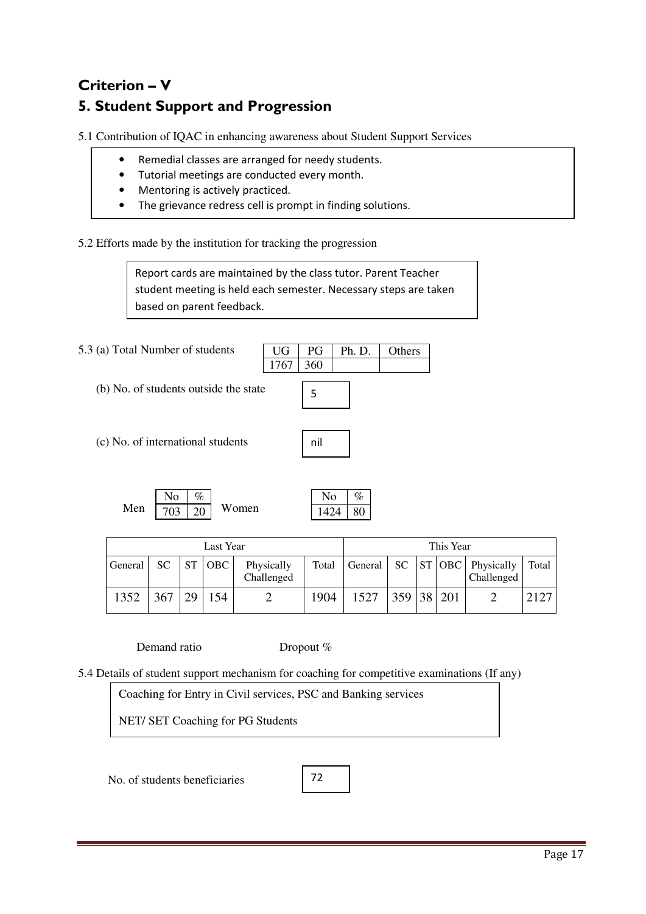## Criterion – V

## 5. Student Support and Progression

5.1 Contribution of IQAC in enhancing awareness about Student Support Services

- Remedial classes are arranged for needy students.
- Tutorial meetings are conducted every month.
- Mentoring is actively practiced.
- The grievance redress cell is prompt in finding solutions.

5.2 Efforts made by the institution for tracking the progression

Report cards are maintained by the class tutor. Parent Teacher student meeting is held each semester. Necessary steps are taken based on parent feedback.

5.3 (a) Total Number of students

| UG | PG | Ph. D. | Others |
|---|---|---|---|
| 1767 | 360 | | |

(b) No. of students outside the state: 5

(c) No. of international students: nil

Men

| No | % |
|---|---|
| 703 | 20 |

Women

| No | % |
|---|---|
| 1424 | 80 |

| Last Year | | | | | | This Year | | | | | |
|---|---|---|---|---|---|---|---|---|---|---|---|
| General | SC | ST | OBC | Physically Challenged | Total | General | SC | ST | OBC | Physically Challenged | Total |
| 1352 | 367 | 29 | 154 | 2 | 1904 | 1527 | 359 | 38 | 201 | 2 | 2127 |

Demand ratio Dropout %

5.4 Details of student support mechanism for coaching for competitive examinations (If any)

Coaching for Entry in Civil services, PSC and Banking services

NET/ SET Coaching for PG Students

No. of students beneficiaries: 72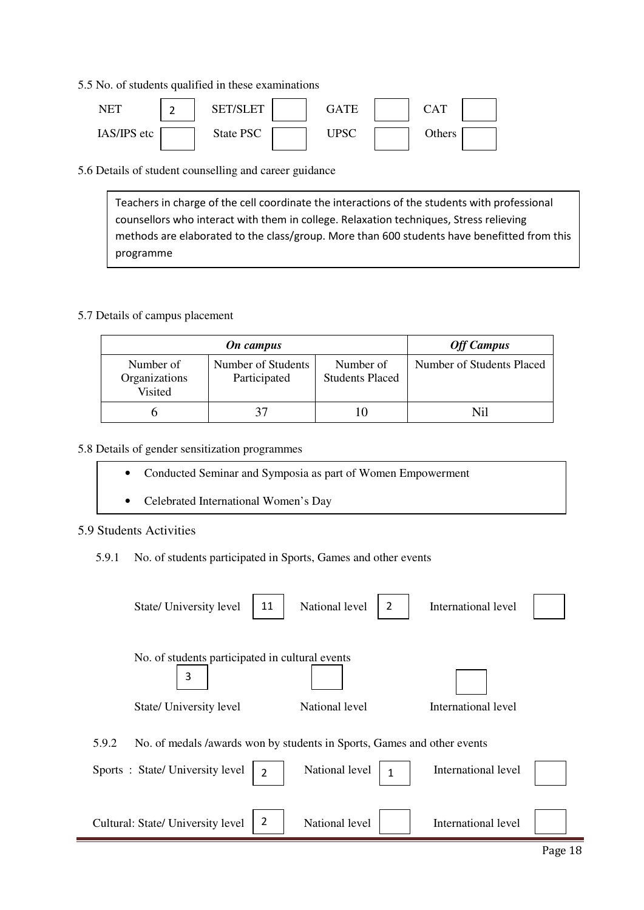5.5 No. of students qualified in these examinations

| NET | 2 | SET/SLET | | GATE | | CAT | |
|---|---|---|---|---|---|---|---|
| IAS/IPS etc | | State PSC | | UPSC | | Others | |

5.6 Details of student counselling and career guidance

Teachers in charge of the cell coordinate the interactions of the students with professional counsellors who interact with them in college. Relaxation techniques, Stress relieving methods are elaborated to the class/group. More than 600 students have benefitted from this programme

5.7 Details of campus placement

| ***On campus*** | | | ***Off Campus*** |
|---|---|---|---|
| Number of Organizations Visited | Number of Students Participated | Number of Students Placed | Number of Students Placed |
| 6 | 37 | 10 | Nil |

5.8 Details of gender sensitization programmes

- Conducted Seminar and Symposia as part of Women Empowerment
- Celebrated International Women's Day

5.9 Students Activities

5.9.1 No. of students participated in Sports, Games and other events

| State/ University level | 11 | National level | 2 | International level | |
|---|---|---|---|---|---|

No. of students participated in cultural events

| State/ University level | 3 | National level | | International level | |
|---|---|---|---|---|---|

5.9.2 No. of medals /awards won by students in Sports, Games and other events

| | State/ University level | | National level | | International level | |
|---|---|---|---|---|---|---|
| Sports | State/ University level | 2 | National level | 1 | International level | |
| Cultural | State/ University level | 2 | National level | | International level | |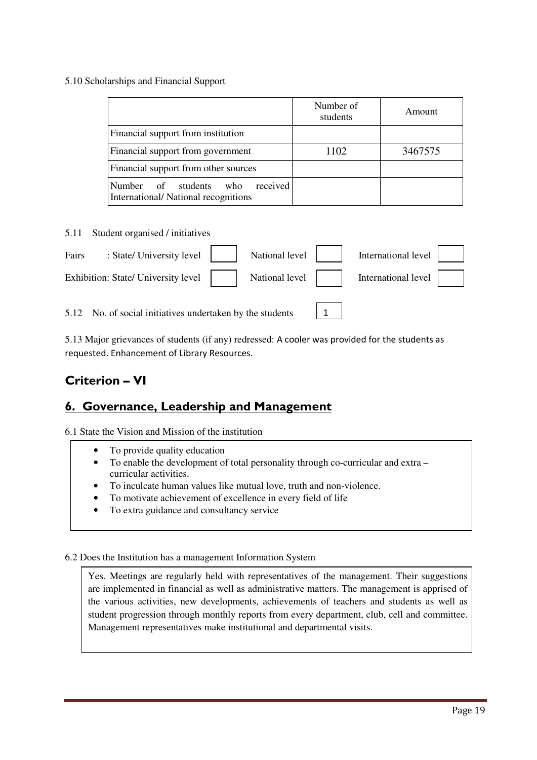5.10 Scholarships and Financial Support

| | Number of students | Amount |
|---|---|---|
| Financial support from institution | | |
| Financial support from government | 1102 | 3467575 |
| Financial support from other sources | | |
| Number of students who received International/ National recognitions | | |

5.11 Student organised / initiatives

| | State/ University level | National level | International level |
|---|---|---|---|
| Fairs | | | |
| Exhibition | | | |

5.12 No. of social initiatives undertaken by the students: 1

5.13 Major grievances of students (if any) redressed: A cooler was provided for the students as requested. Enhancement of Library Resources.

# Criterion – VI

## 6. Governance, Leadership and Management

6.1 State the Vision and Mission of the institution

- To provide quality education
- To enable the development of total personality through co-curricular and extra – curricular activities.
- To inculcate human values like mutual love, truth and non-violence.
- To motivate achievement of excellence in every field of life
- To extra guidance and consultancy service

6.2 Does the Institution has a management Information System

Yes. Meetings are regularly held with representatives of the management. Their suggestions are implemented in financial as well as administrative matters. The management is apprised of the various activities, new developments, achievements of teachers and students as well as student progression through monthly reports from every department, club, cell and committee. Management representatives make institutional and departmental visits.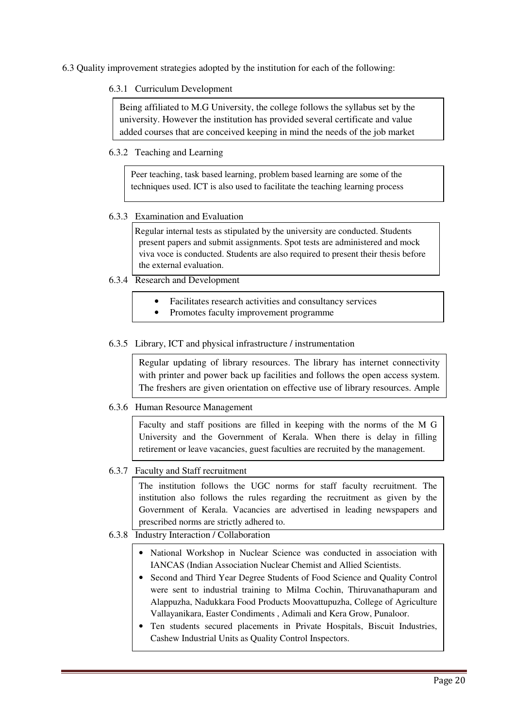6.3 Quality improvement strategies adopted by the institution for each of the following:

6.3.1 Curriculum Development

Being affiliated to M.G University, the college follows the syllabus set by the university. However the institution has provided several certificate and value added courses that are conceived keeping in mind the needs of the job market

6.3.2 Teaching and Learning

Peer teaching, task based learning, problem based learning are some of the techniques used. ICT is also used to facilitate the teaching learning process

6.3.3 Examination and Evaluation

Regular internal tests as stipulated by the university are conducted. Students present papers and submit assignments. Spot tests are administered and mock viva voce is conducted. Students are also required to present their thesis before the external evaluation.

6.3.4 Research and Development

- Facilitates research activities and consultancy services
- Promotes faculty improvement programme

6.3.5 Library, ICT and physical infrastructure / instrumentation

Regular updating of library resources. The library has internet connectivity with printer and power back up facilities and follows the open access system. The freshers are given orientation on effective use of library resources. Ample

6.3.6 Human Resource Management

Faculty and staff positions are filled in keeping with the norms of the M G University and the Government of Kerala. When there is delay in filling retirement or leave vacancies, guest faculties are recruited by the management.

6.3.7 Faculty and Staff recruitment

The institution follows the UGC norms for staff faculty recruitment. The institution also follows the rules regarding the recruitment as given by the Government of Kerala. Vacancies are advertised in leading newspapers and prescribed norms are strictly adhered to.

6.3.8 Industry Interaction / Collaboration

- National Workshop in Nuclear Science was conducted in association with IANCAS (Indian Association Nuclear Chemist and Allied Scientists.
- Second and Third Year Degree Students of Food Science and Quality Control were sent to industrial training to Milma Cochin, Thiruvanathapuram and Alappuzha, Nadukkara Food Products Moovattupuzha, College of Agriculture Vallayanikara, Easter Condiments , Adimali and Kera Grow, Punaloor.
- Ten students secured placements in Private Hospitals, Biscuit Industries, Cashew Industrial Units as Quality Control Inspectors.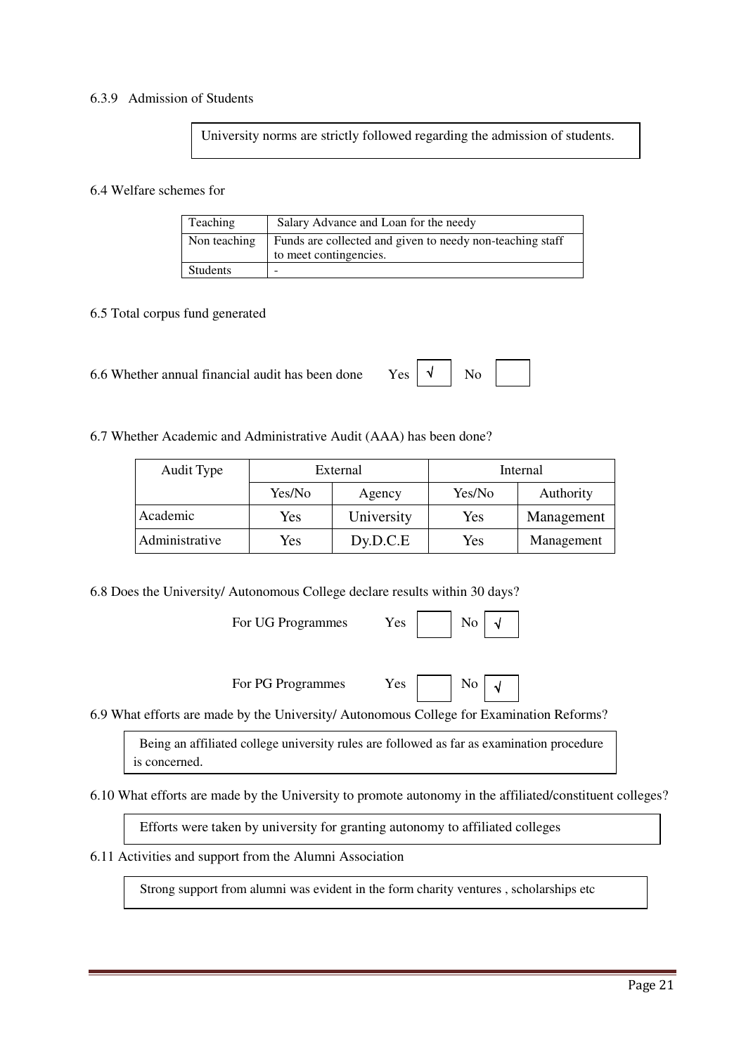6.3.9 Admission of Students

University norms are strictly followed regarding the admission of students.

6.4 Welfare schemes for

| Teaching | Salary Advance and Loan for the needy |
|---|---|
| Non teaching | Funds are collected and given to needy non-teaching staff to meet contingencies. |
| Students | - |

6.5 Total corpus fund generated

6.6 Whether annual financial audit has been done Yes √ No

6.7 Whether Academic and Administrative Audit (AAA) has been done?

| Audit Type | External | | Internal | |
|---|---|---|---|---|
| | Yes/No | Agency | Yes/No | Authority |
| Academic | Yes | University | Yes | Management |
| Administrative | Yes | Dy.D.C.E | Yes | Management |

6.8 Does the University/ Autonomous College declare results within 30 days?

For UG Programmes Yes No √

For PG Programmes Yes No √

6.9 What efforts are made by the University/ Autonomous College for Examination Reforms?

Being an affiliated college university rules are followed as far as examination procedure is concerned.

6.10 What efforts are made by the University to promote autonomy in the affiliated/constituent colleges?

Efforts were taken by university for granting autonomy to affiliated colleges

6.11 Activities and support from the Alumni Association

Strong support from alumni was evident in the form charity ventures , scholarships etc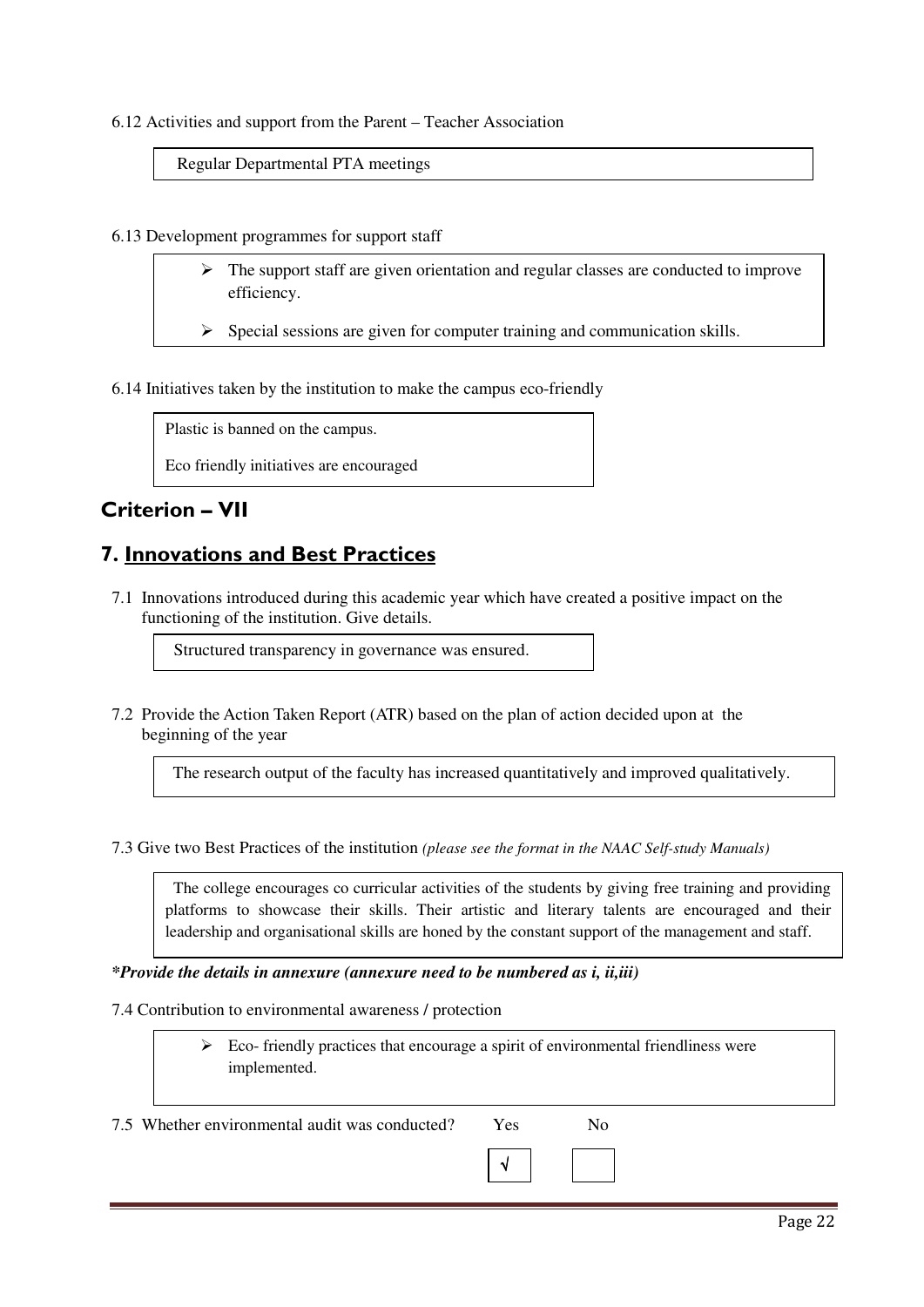6.12 Activities and support from the Parent – Teacher Association

Regular Departmental PTA meetings

6.13 Development programmes for support staff

- The support staff are given orientation and regular classes are conducted to improve efficiency.
- Special sessions are given for computer training and communication skills.

6.14 Initiatives taken by the institution to make the campus eco-friendly

Plastic is banned on the campus.

Eco friendly initiatives are encouraged

## Criterion – VII

## 7. Innovations and Best Practices

7.1 Innovations introduced during this academic year which have created a positive impact on the functioning of the institution. Give details.

Structured transparency in governance was ensured.

7.2 Provide the Action Taken Report (ATR) based on the plan of action decided upon at the beginning of the year

The research output of the faculty has increased quantitatively and improved qualitatively.

7.3 Give two Best Practices of the institution *(please see the format in the NAAC Self-study Manuals)*

The college encourages co curricular activities of the students by giving free training and providing platforms to showcase their skills. Their artistic and literary talents are encouraged and their leadership and organisational skills are honed by the constant support of the management and staff.

***Provide the details in annexure (annexure need to be numbered as i, ii,iii)***

7.4 Contribution to environmental awareness / protection

- Eco- friendly practices that encourage a spirit of environmental friendliness were implemented.

7.5 Whether environmental audit was conducted?

| Yes | No |
|---|---|
| √ | |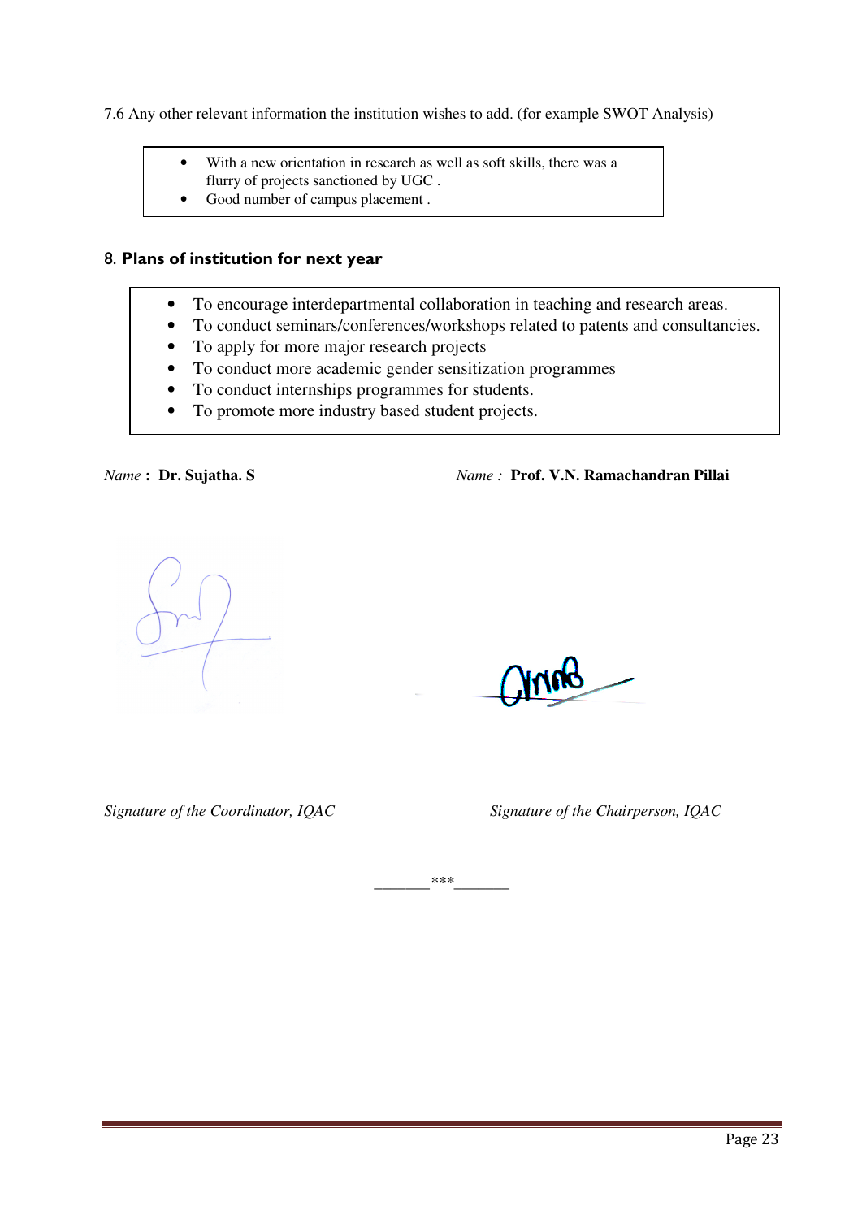7.6 Any other relevant information the institution wishes to add. (for example SWOT Analysis)

- With a new orientation in research as well as soft skills, there was a flurry of projects sanctioned by UGC .
- Good number of campus placement .

## 8. Plans of institution for next year

- To encourage interdepartmental collaboration in teaching and research areas.
- To conduct seminars/conferences/workshops related to patents and consultancies.
- To apply for more major research projects
- To conduct more academic gender sensitization programmes
- To conduct internships programmes for students.
- To promote more industry based student projects.

*Name* : **Dr. Sujatha. S**

*Signature of the Coordinator, IQAC*

*Name :* **Prof. V.N. Ramachandran Pillai**

*Signature of the Chairperson, IQAC*

_______***_______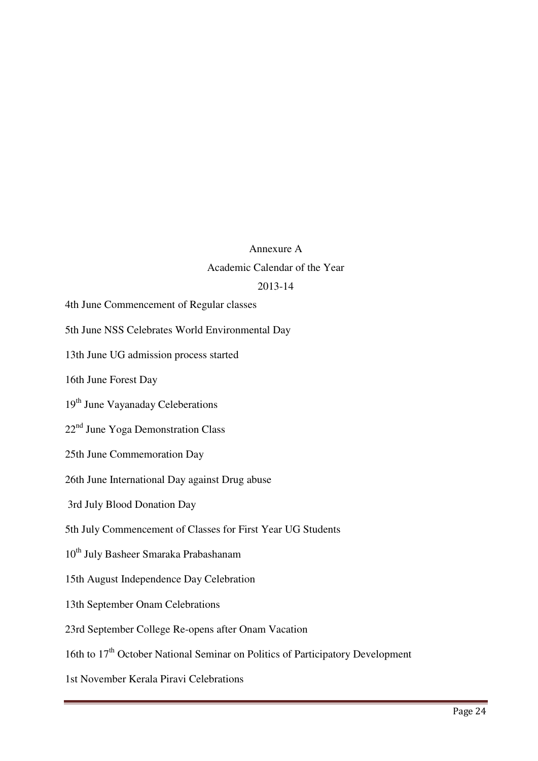# Annexure A

## Academic Calendar of the Year

## 2013-14

4th June Commencement of Regular classes

5th June NSS Celebrates World Environmental Day

13th June UG admission process started

16th June Forest Day

19th June Vayanaday Celeberations

22nd June Yoga Demonstration Class

25th June Commemoration Day

26th June International Day against Drug abuse

3rd July Blood Donation Day

5th July Commencement of Classes for First Year UG Students

10th July Basheer Smaraka Prabashanam

15th August Independence Day Celebration

13th September Onam Celebrations

23rd September College Re-opens after Onam Vacation

16th to 17th October National Seminar on Politics of Participatory Development

1st November Kerala Piravi Celebrations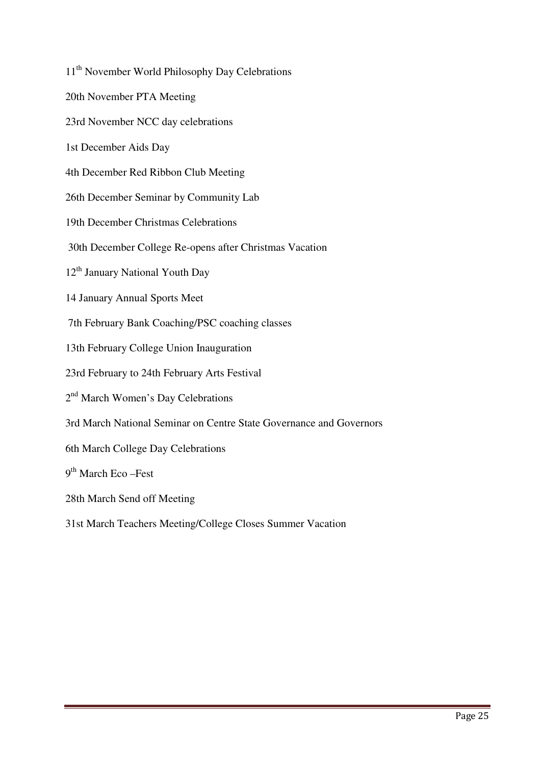11th November World Philosophy Day Celebrations

20th November PTA Meeting

23rd November NCC day celebrations

1st December Aids Day

4th December Red Ribbon Club Meeting

26th December Seminar by Community Lab

19th December Christmas Celebrations

30th December College Re-opens after Christmas Vacation

12th January National Youth Day

14 January Annual Sports Meet

7th February Bank Coaching/PSC coaching classes

13th February College Union Inauguration

23rd February to 24th February Arts Festival

2nd March Women's Day Celebrations

3rd March National Seminar on Centre State Governance and Governors

6th March College Day Celebrations

9th March Eco –Fest

28th March Send off Meeting

31st March Teachers Meeting/College Closes Summer Vacation